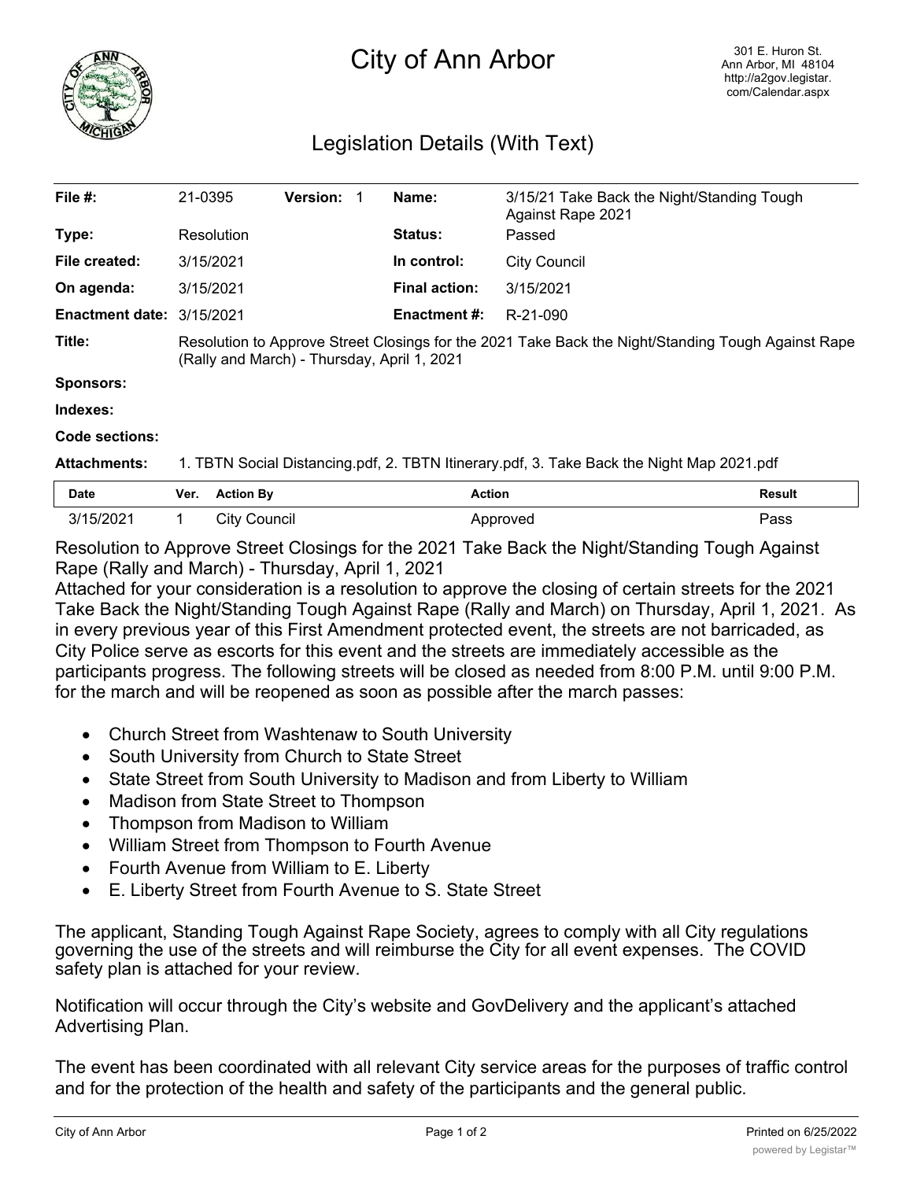# City of Ann Arbor

301 E. Huron St.
Ann Arbor, MI 48104
http://a2gov.legistar.com/Calendar.aspx

## Legislation Details (With Text)

| | | | | | |
|---|---|---|---|---|---|
| **File #:** | 21-0395 | **Version:** 1 | | **Name:** | 3/15/21 Take Back the Night/Standing Tough Against Rape 2021 |
| **Type:** | Resolution | | | **Status:** | Passed |
| **File created:** | 3/15/2021 | | | **In control:** | City Council |
| **On agenda:** | 3/15/2021 | | | **Final action:** | 3/15/2021 |
| **Enactment date:** | 3/15/2021 | | | **Enactment #:** | R-21-090 |

**Title:** Resolution to Approve Street Closings for the 2021 Take Back the Night/Standing Tough Against Rape (Rally and March) - Thursday, April 1, 2021

**Sponsors:**

**Indexes:**

**Code sections:**

**Attachments:** 1. TBTN Social Distancing.pdf, 2. TBTN Itinerary.pdf, 3. Take Back the Night Map 2021.pdf

| Date | Ver. | Action By | Action | Result |
|---|---|---|---|---|
| 3/15/2021 | 1 | City Council | Approved | Pass |

Resolution to Approve Street Closings for the 2021 Take Back the Night/Standing Tough Against Rape (Rally and March) - Thursday, April 1, 2021

Attached for your consideration is a resolution to approve the closing of certain streets for the 2021 Take Back the Night/Standing Tough Against Rape (Rally and March) on Thursday, April 1, 2021. As in every previous year of this First Amendment protected event, the streets are not barricaded, as City Police serve as escorts for this event and the streets are immediately accessible as the participants progress. The following streets will be closed as needed from 8:00 P.M. until 9:00 P.M. for the march and will be reopened as soon as possible after the march passes:

- Church Street from Washtenaw to South University
- South University from Church to State Street
- State Street from South University to Madison and from Liberty to William
- Madison from State Street to Thompson
- Thompson from Madison to William
- William Street from Thompson to Fourth Avenue
- Fourth Avenue from William to E. Liberty
- E. Liberty Street from Fourth Avenue to S. State Street

The applicant, Standing Tough Against Rape Society, agrees to comply with all City regulations governing the use of the streets and will reimburse the City for all event expenses. The COVID safety plan is attached for your review.

Notification will occur through the City's website and GovDelivery and the applicant's attached Advertising Plan.

The event has been coordinated with all relevant City service areas for the purposes of traffic control and for the protection of the health and safety of the participants and the general public.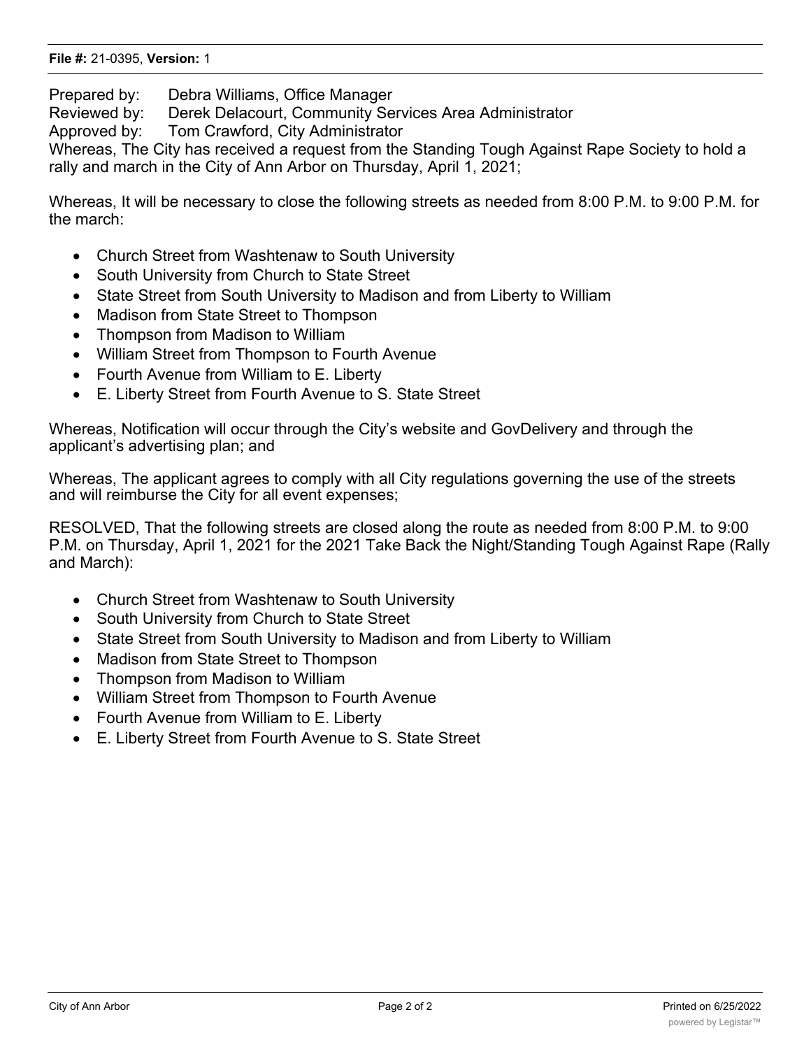**File #:** 21-0395, **Version:** 1

Prepared by: Debra Williams, Office Manager
Reviewed by: Derek Delacourt, Community Services Area Administrator
Approved by: Tom Crawford, City Administrator

Whereas, The City has received a request from the Standing Tough Against Rape Society to hold a rally and march in the City of Ann Arbor on Thursday, April 1, 2021;

Whereas, It will be necessary to close the following streets as needed from 8:00 P.M. to 9:00 P.M. for the march:

- Church Street from Washtenaw to South University
- South University from Church to State Street
- State Street from South University to Madison and from Liberty to William
- Madison from State Street to Thompson
- Thompson from Madison to William
- William Street from Thompson to Fourth Avenue
- Fourth Avenue from William to E. Liberty
- E. Liberty Street from Fourth Avenue to S. State Street

Whereas, Notification will occur through the City's website and GovDelivery and through the applicant's advertising plan; and

Whereas, The applicant agrees to comply with all City regulations governing the use of the streets and will reimburse the City for all event expenses;

RESOLVED, That the following streets are closed along the route as needed from 8:00 P.M. to 9:00 P.M. on Thursday, April 1, 2021 for the 2021 Take Back the Night/Standing Tough Against Rape (Rally and March):

- Church Street from Washtenaw to South University
- South University from Church to State Street
- State Street from South University to Madison and from Liberty to William
- Madison from State Street to Thompson
- Thompson from Madison to William
- William Street from Thompson to Fourth Avenue
- Fourth Avenue from William to E. Liberty
- E. Liberty Street from Fourth Avenue to S. State Street